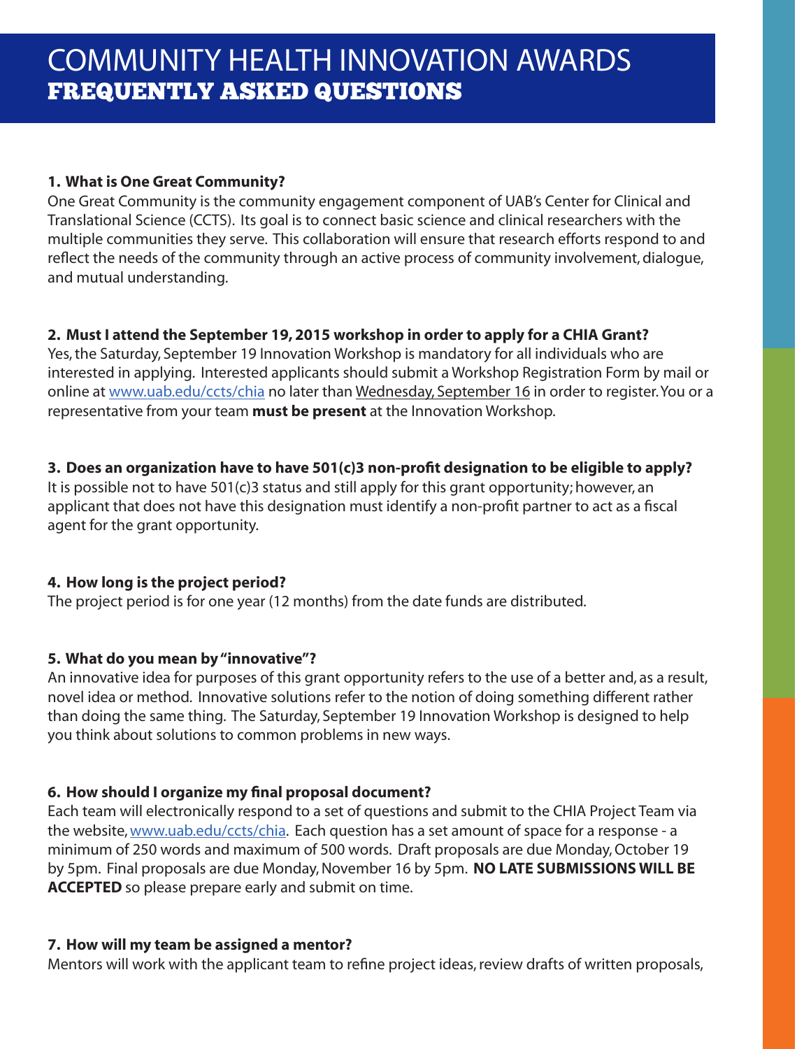# COMMUNITY HEALTH INNOVATION AWARDS
## FREQUENTLY ASKED QUESTIONS

**1. What is One Great Community?**

One Great Community is the community engagement component of UAB's Center for Clinical and Translational Science (CCTS). Its goal is to connect basic science and clinical researchers with the multiple communities they serve. This collaboration will ensure that research efforts respond to and reflect the needs of the community through an active process of community involvement, dialogue, and mutual understanding.

**2. Must I attend the September 19, 2015 workshop in order to apply for a CHIA Grant?**

Yes, the Saturday, September 19 Innovation Workshop is mandatory for all individuals who are interested in applying. Interested applicants should submit a Workshop Registration Form by mail or online at www.uab.edu/ccts/chia no later than Wednesday, September 16 in order to register. You or a representative from your team **must be present** at the Innovation Workshop.

**3. Does an organization have to have 501(c)3 non-profit designation to be eligible to apply?**

It is possible not to have 501(c)3 status and still apply for this grant opportunity; however, an applicant that does not have this designation must identify a non-profit partner to act as a fiscal agent for the grant opportunity.

**4. How long is the project period?**

The project period is for one year (12 months) from the date funds are distributed.

**5. What do you mean by "innovative"?**

An innovative idea for purposes of this grant opportunity refers to the use of a better and, as a result, novel idea or method. Innovative solutions refer to the notion of doing something different rather than doing the same thing. The Saturday, September 19 Innovation Workshop is designed to help you think about solutions to common problems in new ways.

**6. How should I organize my final proposal document?**

Each team will electronically respond to a set of questions and submit to the CHIA Project Team via the website, www.uab.edu/ccts/chia. Each question has a set amount of space for a response - a minimum of 250 words and maximum of 500 words. Draft proposals are due Monday, October 19 by 5pm. Final proposals are due Monday, November 16 by 5pm. **NO LATE SUBMISSIONS WILL BE ACCEPTED** so please prepare early and submit on time.

**7. How will my team be assigned a mentor?**

Mentors will work with the applicant team to refine project ideas, review drafts of written proposals,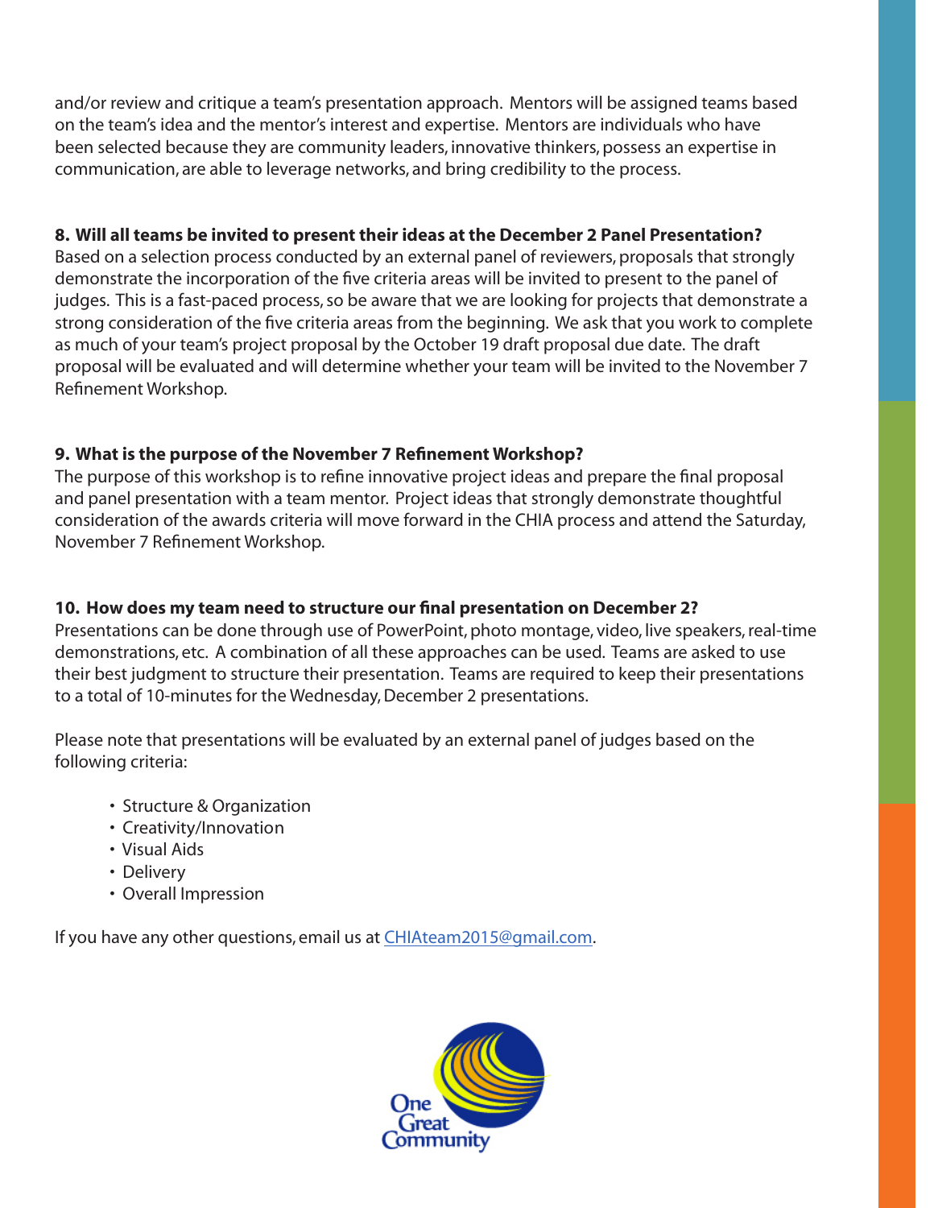and/or review and critique a team's presentation approach. Mentors will be assigned teams based on the team's idea and the mentor's interest and expertise. Mentors are individuals who have been selected because they are community leaders, innovative thinkers, possess an expertise in communication, are able to leverage networks, and bring credibility to the process.

**8. Will all teams be invited to present their ideas at the December 2 Panel Presentation?**

Based on a selection process conducted by an external panel of reviewers, proposals that strongly demonstrate the incorporation of the five criteria areas will be invited to present to the panel of judges. This is a fast-paced process, so be aware that we are looking for projects that demonstrate a strong consideration of the five criteria areas from the beginning. We ask that you work to complete as much of your team's project proposal by the October 19 draft proposal due date. The draft proposal will be evaluated and will determine whether your team will be invited to the November 7 Refinement Workshop.

**9. What is the purpose of the November 7 Refinement Workshop?**

The purpose of this workshop is to refine innovative project ideas and prepare the final proposal and panel presentation with a team mentor. Project ideas that strongly demonstrate thoughtful consideration of the awards criteria will move forward in the CHIA process and attend the Saturday, November 7 Refinement Workshop.

**10. How does my team need to structure our final presentation on December 2?**

Presentations can be done through use of PowerPoint, photo montage, video, live speakers, real-time demonstrations, etc. A combination of all these approaches can be used. Teams are asked to use their best judgment to structure their presentation. Teams are required to keep their presentations to a total of 10-minutes for the Wednesday, December 2 presentations.

Please note that presentations will be evaluated by an external panel of judges based on the following criteria:

- Structure & Organization
- Creativity/Innovation
- Visual Aids
- Delivery
- Overall Impression

If you have any other questions, email us at CHIAteam2015@gmail.com.

One Great Community